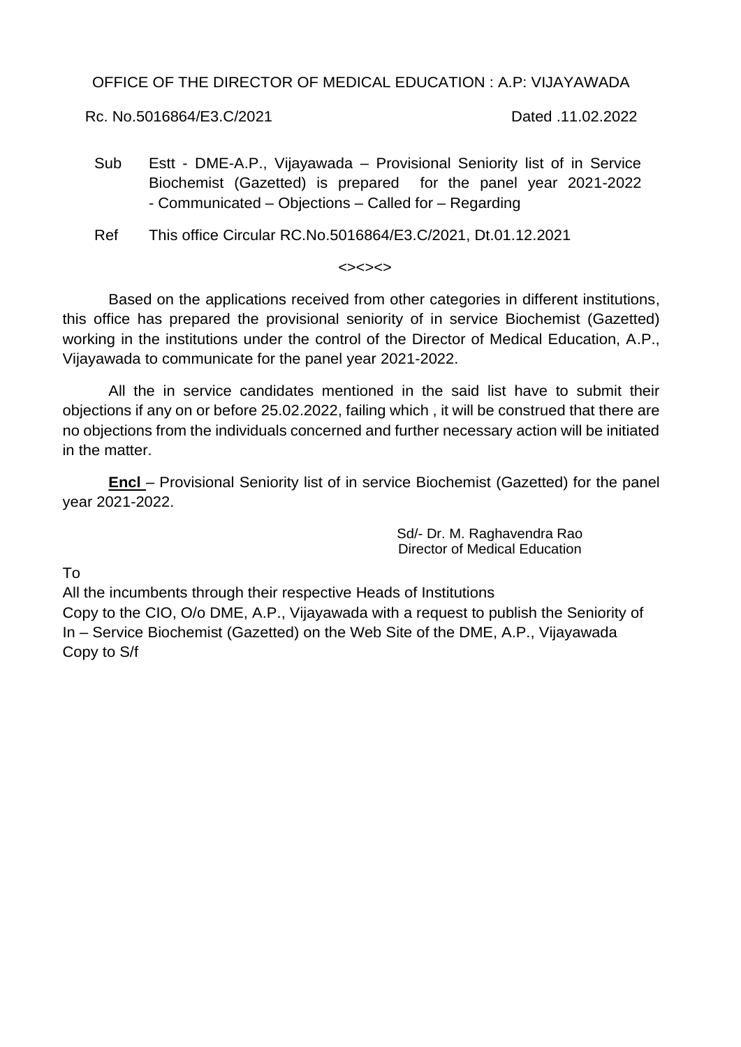OFFICE OF THE DIRECTOR OF MEDICAL EDUCATION : A.P: VIJAYAWADA

Rc. No.5016864/E3.C/2021 Dated .11.02.2022

Sub Estt - DME-A.P., Vijayawada – Provisional Seniority list of in Service Biochemist (Gazetted) is prepared for the panel year 2021-2022 - Communicated – Objections – Called for – Regarding

Ref This office Circular RC.No.5016864/E3.C/2021, Dt.01.12.2021

<><><>

Based on the applications received from other categories in different institutions, this office has prepared the provisional seniority of in service Biochemist (Gazetted) working in the institutions under the control of the Director of Medical Education, A.P., Vijayawada to communicate for the panel year 2021-2022.

All the in service candidates mentioned in the said list have to submit their objections if any on or before 25.02.2022, failing which , it will be construed that there are no objections from the individuals concerned and further necessary action will be initiated in the matter.

**Encl** – Provisional Seniority list of in service Biochemist (Gazetted) for the panel year 2021-2022.

Sd/- Dr. M. Raghavendra Rao
Director of Medical Education

To

All the incumbents through their respective Heads of Institutions

Copy to the CIO, O/o DME, A.P., Vijayawada with a request to publish the Seniority of In – Service Biochemist (Gazetted) on the Web Site of the DME, A.P., Vijayawada

Copy to S/f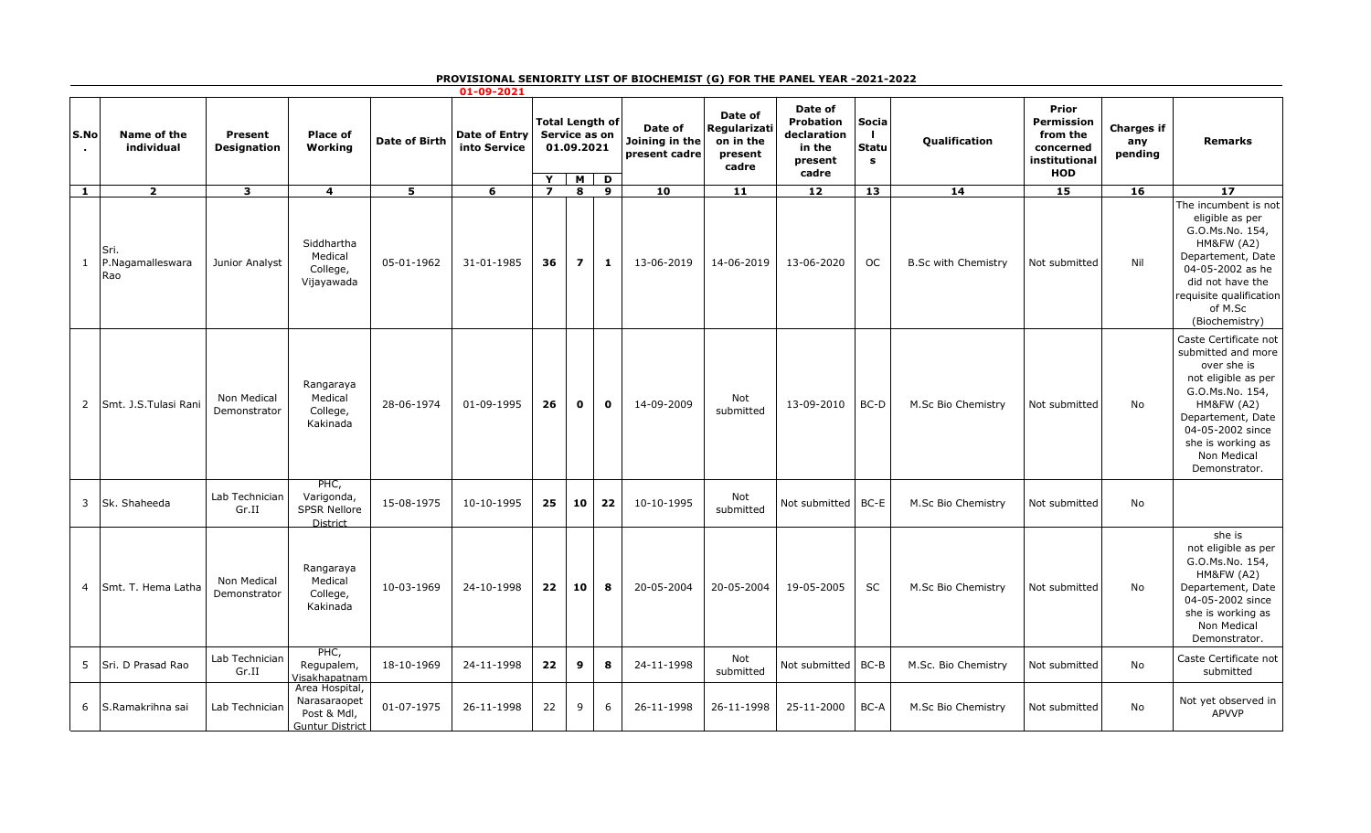# PROVISIONAL SENIORITY LIST OF BIOCHEMIST (G) FOR THE PANEL YEAR -2021-2022

01-09-2021

| S.No. | Name of the individual | Present Designation | Place of Working | Date of Birth | Date of Entry into Service | Total Length of Service as on 01.09.2021 | | | Date of Joining in the present cadre | Date of Regularization on in the present cadre | Date of Probation declaration in the present cadre | Social Status | Qualification | Prior Permission from the concerned institutional HOD | Charges if any pending | Remarks |
|---|---|---|---|---|---|---|---|---|---|---|---|---|---|---|---|---|
| | | | | | | Y | M | D | | | | | | | | |
| 1 | 2 | 3 | 4 | 5 | 6 | 7 | 8 | 9 | 10 | 11 | 12 | 13 | 14 | 15 | 16 | 17 |
| 1 | Sri. P.Nagamalleswara Rao | Junior Analyst | Siddhartha Medical College, Vijayawada | 05-01-1962 | 31-01-1985 | 36 | 7 | 1 | 13-06-2019 | 14-06-2019 | 13-06-2020 | OC | B.Sc with Chemistry | Not submitted | Nil | The incumbent is not eligible as per G.O.Ms.No. 154, HM&FW (A2) Departement, Date 04-05-2002 as he did not have the requisite qualification of M.Sc (Biochemistry) |
| 2 | Smt. J.S.Tulasi Rani | Non Medical Demonstrator | Rangaraya Medical College, Kakinada | 28-06-1974 | 01-09-1995 | 26 | 0 | 0 | 14-09-2009 | Not submitted | 13-09-2010 | BC-D | M.Sc Bio Chemistry | Not submitted | No | Caste Certificate not submitted and more over she is not eligible as per G.O.Ms.No. 154, HM&FW (A2) Departement, Date 04-05-2002 since she is working as Non Medical Demonstrator. |
| 3 | Sk. Shaheeda | Lab Technician Gr.II | PHC, Varigonda, SPSR Nellore District | 15-08-1975 | 10-10-1995 | 25 | 10 | 22 | 10-10-1995 | Not submitted | Not submitted | BC-E | M.Sc Bio Chemistry | Not submitted | No | |
| 4 | Smt. T. Hema Latha | Non Medical Demonstrator | Rangaraya Medical College, Kakinada | 10-03-1969 | 24-10-1998 | 22 | 10 | 8 | 20-05-2004 | 20-05-2004 | 19-05-2005 | SC | M.Sc Bio Chemistry | Not submitted | No | she is not eligible as per G.O.Ms.No. 154, HM&FW (A2) Departement, Date 04-05-2002 since she is working as Non Medical Demonstrator. |
| 5 | Sri. D Prasad Rao | Lab Technician Gr.II | PHC, Regupalem, Visakhapatnam | 18-10-1969 | 24-11-1998 | 22 | 9 | 8 | 24-11-1998 | Not submitted | Not submitted | BC-B | M.Sc. Bio Chemistry | Not submitted | No | Caste Certificate not submitted |
| 6 | S.Ramakrihna sai | Lab Technician | Area Hospital, Narasaraopet Post & Mdl, Guntur District | 01-07-1975 | 26-11-1998 | 22 | 9 | 6 | 26-11-1998 | 26-11-1998 | 25-11-2000 | BC-A | M.Sc Bio Chemistry | Not submitted | No | Not yet observed in APVVP |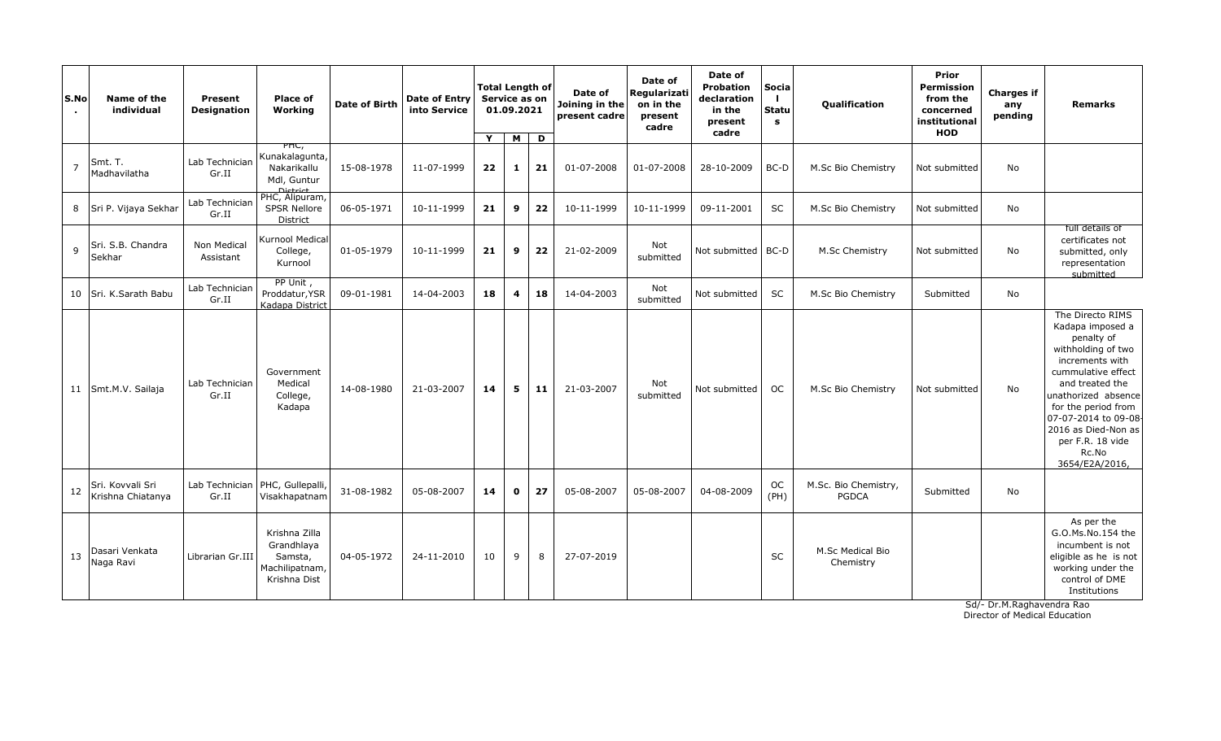| S.No. | Name of the individual | Present Designation | Place of Working | Date of Birth | Date of Entry into Service | Total Length of Service as on 01.09.2021 | | | Date of Joining in the present cadre | Date of Regularization in the present cadre | Date of Probation declaration in the present cadre | Social Status | Qualification | Prior Permission from the concerned institutional HOD | Charges if any pending | Remarks |
|---|---|---|---|---|---|---|---|---|---|---|---|---|---|---|---|---|
| | | | | | | Y | M | D | | | | | | | | |
| 7 | Smt. T. Madhavilatha | Lab Technician Gr.II | PHC, Kunakalagunta, Nakarikallu Mdl, Guntur District | 15-08-1978 | 11-07-1999 | 22 | 1 | 21 | 01-07-2008 | 01-07-2008 | 28-10-2009 | BC-D | M.Sc Bio Chemistry | Not submitted | No | |
| 8 | Sri P. Vijaya Sekhar | Lab Technician Gr.II | PHC, Alipuram, SPSR Nellore District | 06-05-1971 | 10-11-1999 | 21 | 9 | 22 | 10-11-1999 | 10-11-1999 | 09-11-2001 | SC | M.Sc Bio Chemistry | Not submitted | No | |
| 9 | Sri. S.B. Chandra Sekhar | Non Medical Assistant | Kurnool Medical College, Kurnool | 01-05-1979 | 10-11-1999 | 21 | 9 | 22 | 21-02-2009 | Not submitted | Not submitted | BC-D | M.Sc Chemistry | Not submitted | No | full details of certificates not submitted, only representation submitted |
| 10 | Sri. K.Sarath Babu | Lab Technician Gr.II | PP Unit , Proddatur,YSR Kadapa District | 09-01-1981 | 14-04-2003 | 18 | 4 | 18 | 14-04-2003 | Not submitted | Not submitted | SC | M.Sc Bio Chemistry | Submitted | No | |
| 11 | Smt.M.V. Sailaja | Lab Technician Gr.II | Government Medical College, Kadapa | 14-08-1980 | 21-03-2007 | 14 | 5 | 11 | 21-03-2007 | Not submitted | Not submitted | OC | M.Sc Bio Chemistry | Not submitted | No | The Directo RIMS Kadapa imposed a penalty of withholding of two increments with cummulative effect and treated the unathorized absence for the period from 07-07-2014 to 09-08-2016 as Died-Non as per F.R. 18 vide Rc.No 3654/E2A/2016, |
| 12 | Sri. Kovvali Sri Krishna Chiatanya | Lab Technician Gr.II | PHC, Gullepalli, Visakhapatnam | 31-08-1982 | 05-08-2007 | 14 | 0 | 27 | 05-08-2007 | 05-08-2007 | 04-08-2009 | OC (PH) | M.Sc. Bio Chemistry, PGDCA | Submitted | No | |
| 13 | Dasari Venkata Naga Ravi | Librarian Gr.III | Krishna Zilla Grandhlaya Samsta, Machilipatnam, Krishna Dist | 04-05-1972 | 24-11-2010 | 10 | 9 | 8 | 27-07-2019 | | | SC | M.Sc Medical Bio Chemistry | | | As per the G.O.Ms.No.154 the incumbent is not eligible as he is not working under the control of DME Institutions |

Sd/- Dr.M.Raghavendra Rao
Director of Medical Education